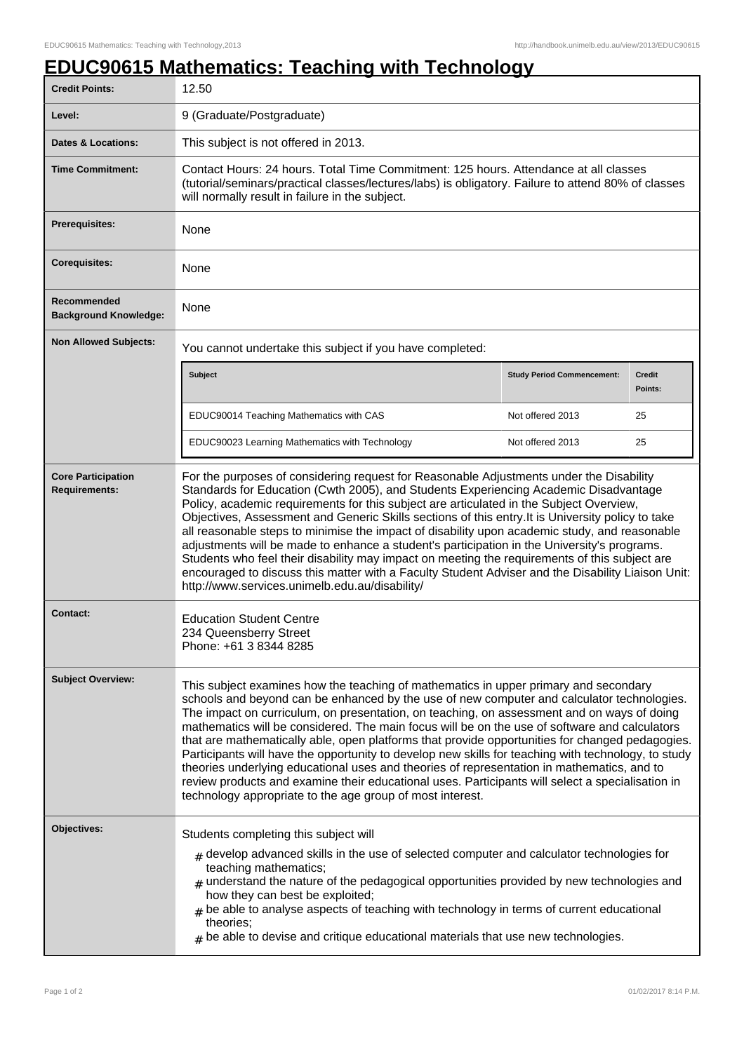# EDUC90615 Mathematics: Teaching with Technology

| | |
|---|---|
| **Credit Points:** | 12.50 |
| **Level:** | 9 (Graduate/Postgraduate) |
| **Dates & Locations:** | This subject is not offered in 2013. |
| **Time Commitment:** | Contact Hours: 24 hours. Total Time Commitment: 125 hours. Attendance at all classes (tutorial/seminars/practical classes/lectures/labs) is obligatory. Failure to attend 80% of classes will normally result in failure in the subject. |
| **Prerequisites:** | None |
| **Corequisites:** | None |
| **Recommended Background Knowledge:** | None |
| **Non Allowed Subjects:** | You cannot undertake this subject if you have completed: |

| Subject | Study Period Commencement: | Credit Points: |
|---|---|---|
| EDUC90014 Teaching Mathematics with CAS | Not offered 2013 | 25 |
| EDUC90023 Learning Mathematics with Technology | Not offered 2013 | 25 |

| | |
|---|---|
| **Core Participation Requirements:** | For the purposes of considering request for Reasonable Adjustments under the Disability Standards for Education (Cwth 2005), and Students Experiencing Academic Disadvantage Policy, academic requirements for this subject are articulated in the Subject Overview, Objectives, Assessment and Generic Skills sections of this entry.It is University policy to take all reasonable steps to minimise the impact of disability upon academic study, and reasonable adjustments will be made to enhance a student's participation in the University's programs. Students who feel their disability may impact on meeting the requirements of this subject are encouraged to discuss this matter with a Faculty Student Adviser and the Disability Liaison Unit: http://www.services.unimelb.edu.au/disability/ |
| **Contact:** | Education Student Centre<br>234 Queensberry Street<br>Phone: +61 3 8344 8285 |
| **Subject Overview:** | This subject examines how the teaching of mathematics in upper primary and secondary schools and beyond can be enhanced by the use of new computer and calculator technologies. The impact on curriculum, on presentation, on teaching, on assessment and on ways of doing mathematics will be considered. The main focus will be on the use of software and calculators that are mathematically able, open platforms that provide opportunities for changed pedagogies. Participants will have the opportunity to develop new skills for teaching with technology, to study theories underlying educational uses and theories of representation in mathematics, and to review products and examine their educational uses. Participants will select a specialisation in technology appropriate to the age group of most interest. |
| **Objectives:** | Students completing this subject will<br># develop advanced skills in the use of selected computer and calculator technologies for teaching mathematics;<br># understand the nature of the pedagogical opportunities provided by new technologies and how they can best be exploited;<br># be able to analyse aspects of teaching with technology in terms of current educational theories;<br># be able to devise and critique educational materials that use new technologies. |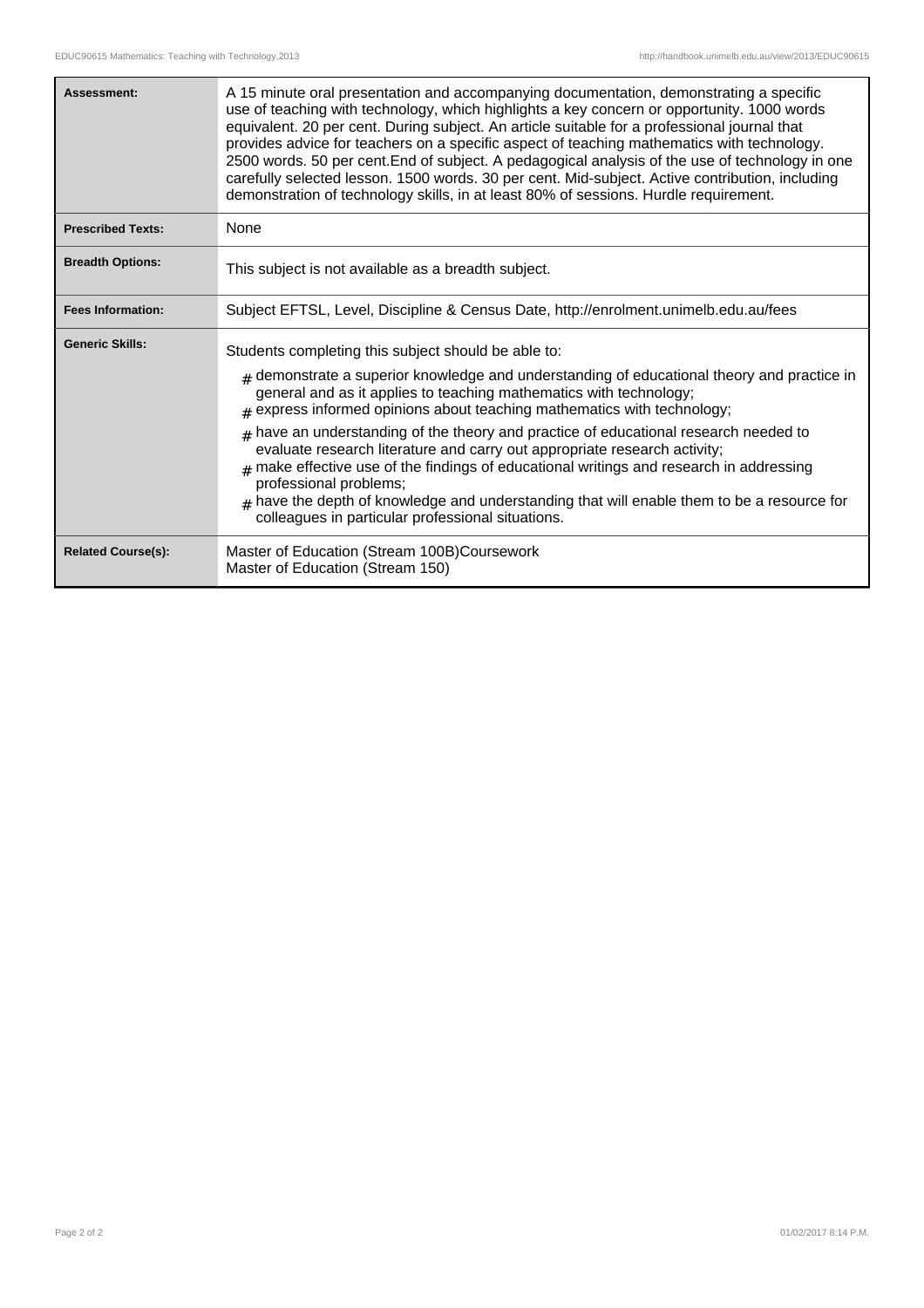| | |
|---|---|
| **Assessment:** | A 15 minute oral presentation and accompanying documentation, demonstrating a specific use of teaching with technology, which highlights a key concern or opportunity. 1000 words equivalent. 20 per cent. During subject. An article suitable for a professional journal that provides advice for teachers on a specific aspect of teaching mathematics with technology. 2500 words. 50 per cent.End of subject. A pedagogical analysis of the use of technology in one carefully selected lesson. 1500 words. 30 per cent. Mid-subject. Active contribution, including demonstration of technology skills, in at least 80% of sessions. Hurdle requirement. |
| **Prescribed Texts:** | None |
| **Breadth Options:** | This subject is not available as a breadth subject. |
| **Fees Information:** | Subject EFTSL, Level, Discipline & Census Date, http://enrolment.unimelb.edu.au/fees |
| **Generic Skills:** | Students completing this subject should be able to:<br># demonstrate a superior knowledge and understanding of educational theory and practice in general and as it applies to teaching mathematics with technology;<br># express informed opinions about teaching mathematics with technology;<br># have an understanding of the theory and practice of educational research needed to evaluate research literature and carry out appropriate research activity;<br># make effective use of the findings of educational writings and research in addressing professional problems;<br># have the depth of knowledge and understanding that will enable them to be a resource for colleagues in particular professional situations. |
| **Related Course(s):** | Master of Education (Stream 100B)Coursework<br>Master of Education (Stream 150) |